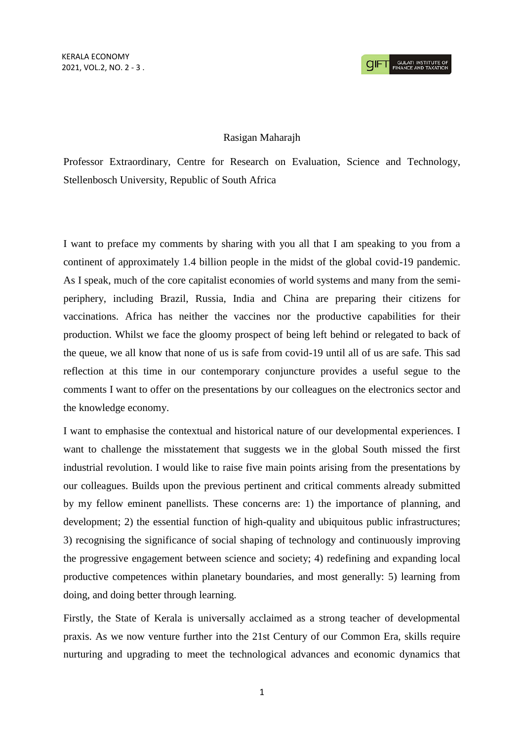Rasigan Maharajh

Professor Extraordinary, Centre for Research on Evaluation, Science and Technology, Stellenbosch University, Republic of South Africa

I want to preface my comments by sharing with you all that I am speaking to you from a continent of approximately 1.4 billion people in the midst of the global covid-19 pandemic. As I speak, much of the core capitalist economies of world systems and many from the semi-periphery, including Brazil, Russia, India and China are preparing their citizens for vaccinations. Africa has neither the vaccines nor the productive capabilities for their production. Whilst we face the gloomy prospect of being left behind or relegated to back of the queue, we all know that none of us is safe from covid-19 until all of us are safe. This sad reflection at this time in our contemporary conjuncture provides a useful segue to the comments I want to offer on the presentations by our colleagues on the electronics sector and the knowledge economy.

I want to emphasise the contextual and historical nature of our developmental experiences. I want to challenge the misstatement that suggests we in the global South missed the first industrial revolution. I would like to raise five main points arising from the presentations by our colleagues. Builds upon the previous pertinent and critical comments already submitted by my fellow eminent panellists. These concerns are: 1) the importance of planning, and development; 2) the essential function of high-quality and ubiquitous public infrastructures; 3) recognising the significance of social shaping of technology and continuously improving the progressive engagement between science and society; 4) redefining and expanding local productive competences within planetary boundaries, and most generally: 5) learning from doing, and doing better through learning.

Firstly, the State of Kerala is universally acclaimed as a strong teacher of developmental praxis. As we now venture further into the 21st Century of our Common Era, skills require nurturing and upgrading to meet the technological advances and economic dynamics that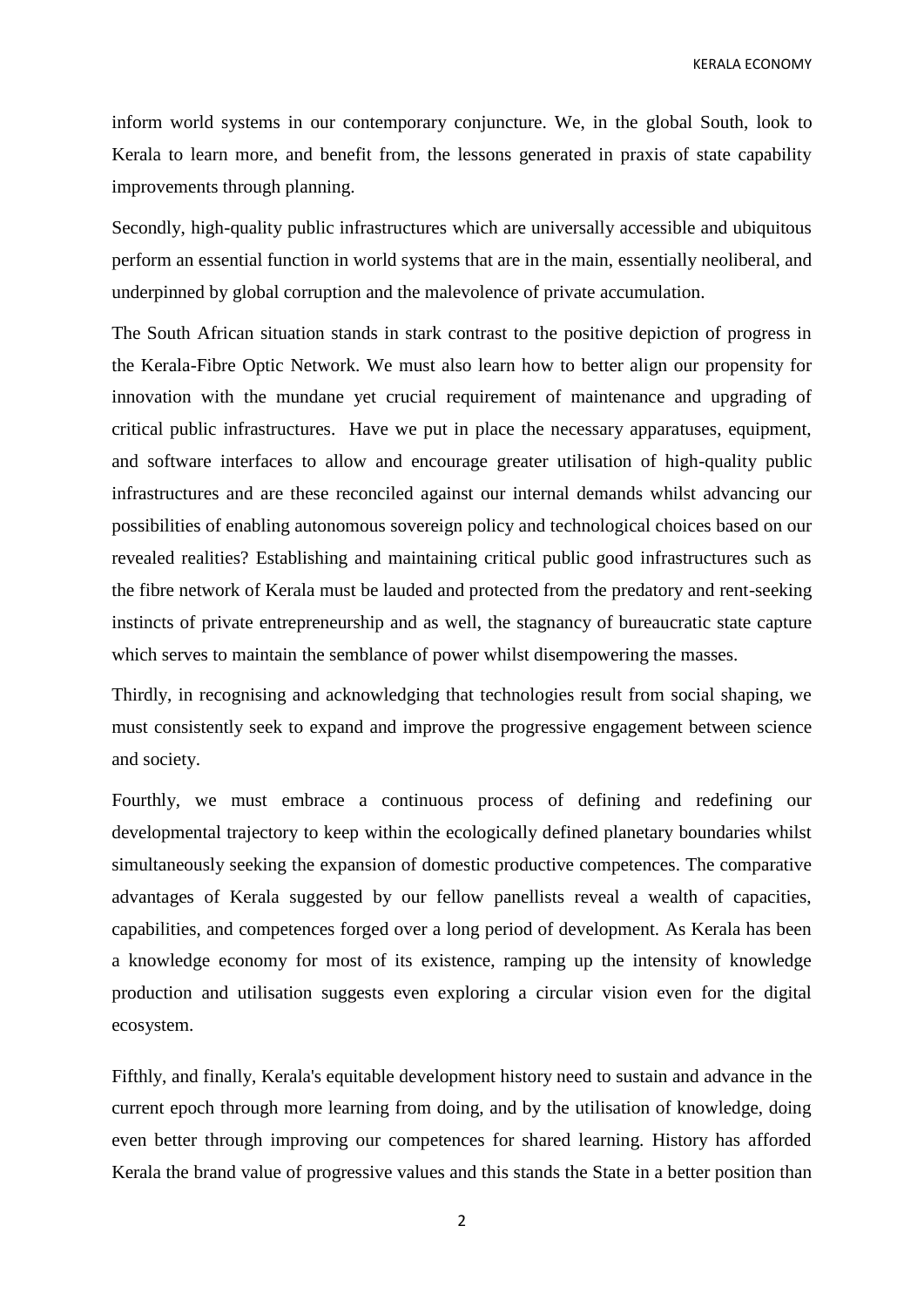inform world systems in our contemporary conjuncture. We, in the global South, look to Kerala to learn more, and benefit from, the lessons generated in praxis of state capability improvements through planning.

Secondly, high-quality public infrastructures which are universally accessible and ubiquitous perform an essential function in world systems that are in the main, essentially neoliberal, and underpinned by global corruption and the malevolence of private accumulation.

The South African situation stands in stark contrast to the positive depiction of progress in the Kerala-Fibre Optic Network. We must also learn how to better align our propensity for innovation with the mundane yet crucial requirement of maintenance and upgrading of critical public infrastructures. Have we put in place the necessary apparatuses, equipment, and software interfaces to allow and encourage greater utilisation of high-quality public infrastructures and are these reconciled against our internal demands whilst advancing our possibilities of enabling autonomous sovereign policy and technological choices based on our revealed realities? Establishing and maintaining critical public good infrastructures such as the fibre network of Kerala must be lauded and protected from the predatory and rent-seeking instincts of private entrepreneurship and as well, the stagnancy of bureaucratic state capture which serves to maintain the semblance of power whilst disempowering the masses.

Thirdly, in recognising and acknowledging that technologies result from social shaping, we must consistently seek to expand and improve the progressive engagement between science and society.

Fourthly, we must embrace a continuous process of defining and redefining our developmental trajectory to keep within the ecologically defined planetary boundaries whilst simultaneously seeking the expansion of domestic productive competences. The comparative advantages of Kerala suggested by our fellow panellists reveal a wealth of capacities, capabilities, and competences forged over a long period of development. As Kerala has been a knowledge economy for most of its existence, ramping up the intensity of knowledge production and utilisation suggests even exploring a circular vision even for the digital ecosystem.

Fifthly, and finally, Kerala's equitable development history need to sustain and advance in the current epoch through more learning from doing, and by the utilisation of knowledge, doing even better through improving our competences for shared learning. History has afforded Kerala the brand value of progressive values and this stands the State in a better position than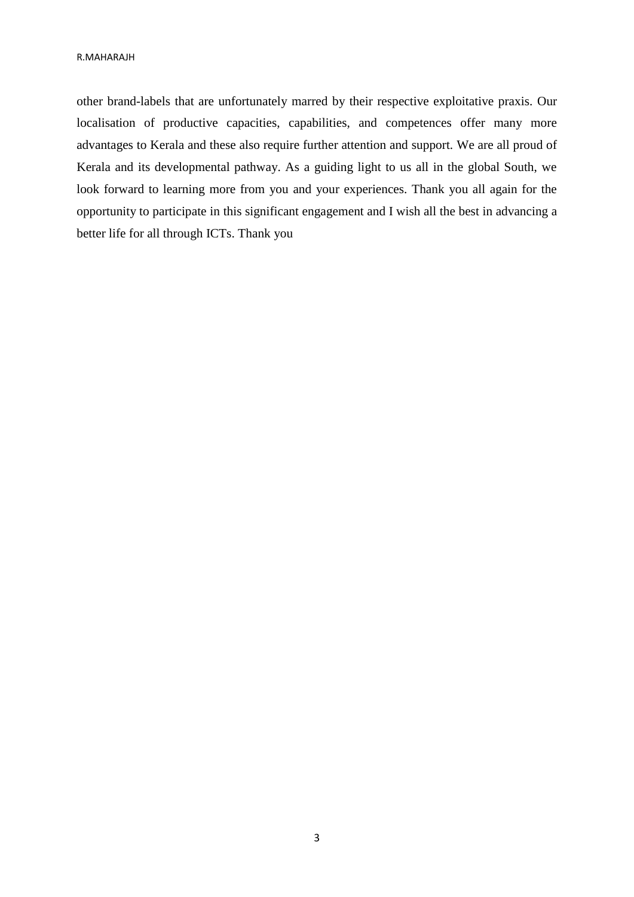other brand-labels that are unfortunately marred by their respective exploitative praxis. Our localisation of productive capacities, capabilities, and competences offer many more advantages to Kerala and these also require further attention and support. We are all proud of Kerala and its developmental pathway. As a guiding light to us all in the global South, we look forward to learning more from you and your experiences. Thank you all again for the opportunity to participate in this significant engagement and I wish all the best in advancing a better life for all through ICTs. Thank you